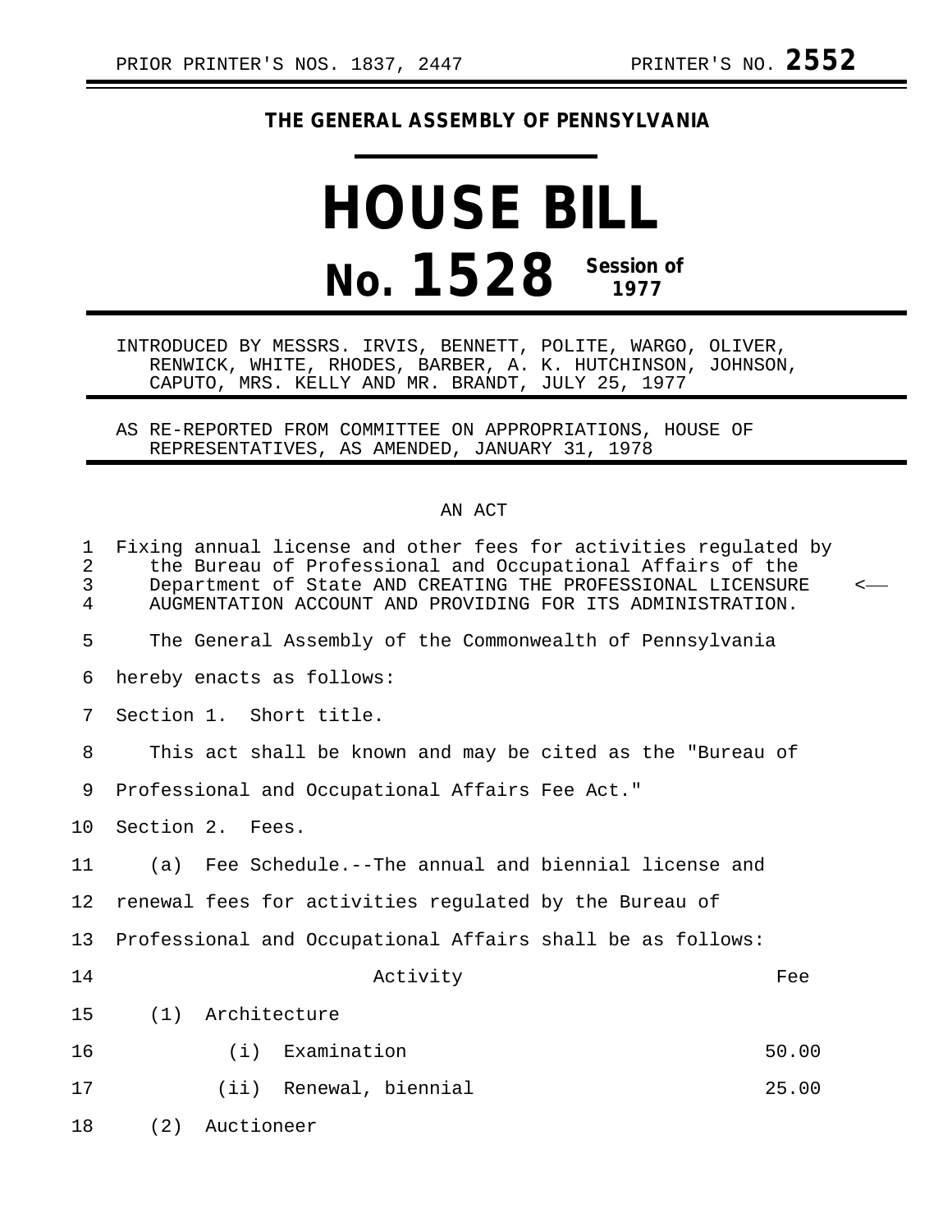PRIOR PRINTER'S NOS. 1837, 2447 PRINTER'S NO. **2552**

**THE GENERAL ASSEMBLY OF PENNSYLVANIA**

# HOUSE BILL

## No. 1528 Session of 1977

INTRODUCED BY MESSRS. IRVIS, BENNETT, POLITE, WARGO, OLIVER, RENWICK, WHITE, RHODES, BARBER, A. K. HUTCHINSON, JOHNSON, CAPUTO, MRS. KELLY AND MR. BRANDT, JULY 25, 1977

AS RE-REPORTED FROM COMMITTEE ON APPROPRIATIONS, HOUSE OF REPRESENTATIVES, AS AMENDED, JANUARY 31, 1978

AN ACT

Fixing annual license and other fees for activities regulated by the Bureau of Professional and Occupational Affairs of the Department of State AND CREATING THE PROFESSIONAL LICENSURE AUGMENTATION ACCOUNT AND PROVIDING FOR ITS ADMINISTRATION.

The General Assembly of the Commonwealth of Pennsylvania hereby enacts as follows:

Section 1. Short title.

This act shall be known and may be cited as the "Bureau of Professional and Occupational Affairs Fee Act."

Section 2. Fees.

(a) Fee Schedule.--The annual and biennial license and renewal fees for activities regulated by the Bureau of Professional and Occupational Affairs shall be as follows:

| Activity | Fee |
|---|---|
| (1) Architecture | |
| (i) Examination | 50.00 |
| (ii) Renewal, biennial | 25.00 |
| (2) Auctioneer | |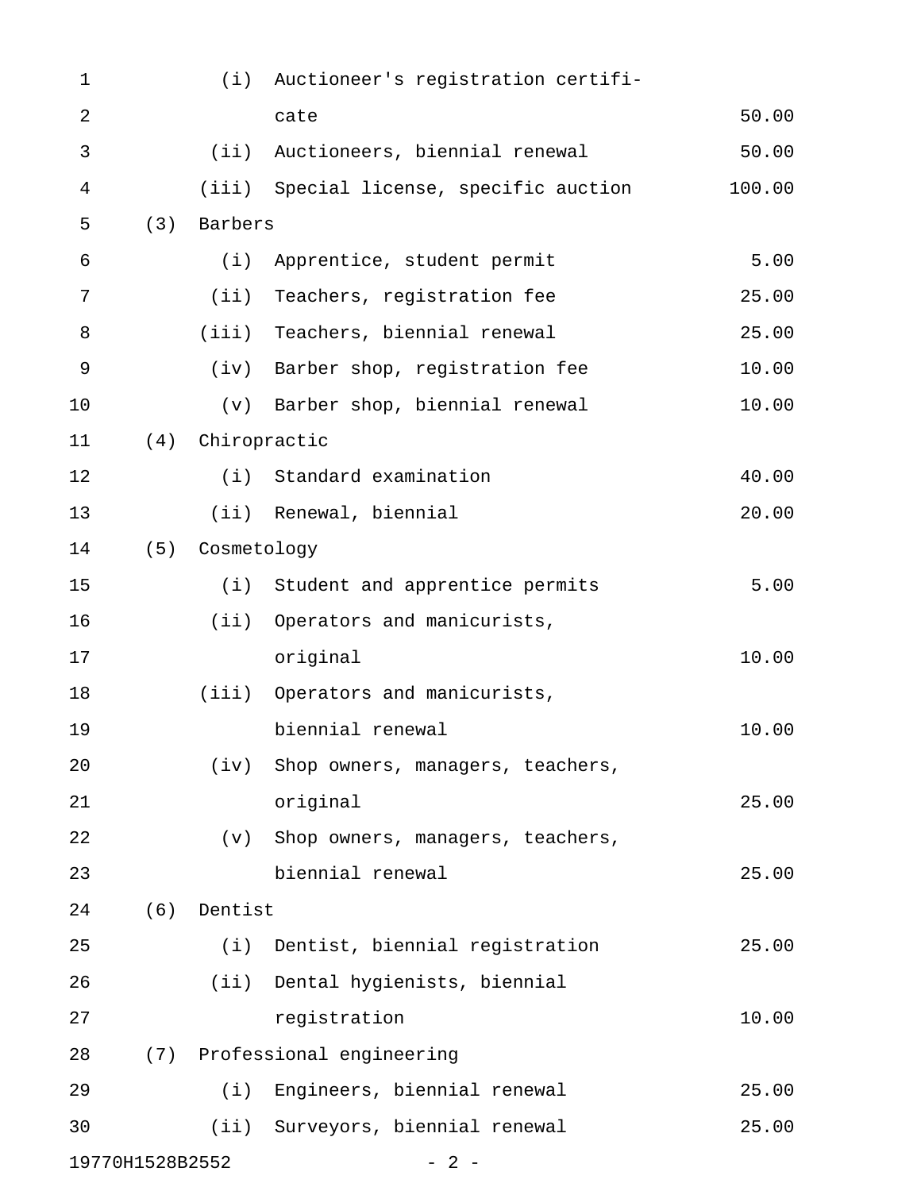(i) Auctioneer's registration certificate 50.00

(ii) Auctioneers, biennial renewal 50.00

(iii) Special license, specific auction 100.00

(3) Barbers

(i) Apprentice, student permit 5.00

(ii) Teachers, registration fee 25.00

(iii) Teachers, biennial renewal 25.00

(iv) Barber shop, registration fee 10.00

(v) Barber shop, biennial renewal 10.00

(4) Chiropractic

(i) Standard examination 40.00

(ii) Renewal, biennial 20.00

(5) Cosmetology

(i) Student and apprentice permits 5.00

(ii) Operators and manicurists, original 10.00

(iii) Operators and manicurists, biennial renewal 10.00

(iv) Shop owners, managers, teachers, original 25.00

(v) Shop owners, managers, teachers, biennial renewal 25.00

(6) Dentist

(i) Dentist, biennial registration 25.00

(ii) Dental hygienists, biennial registration 10.00

(7) Professional engineering

(i) Engineers, biennial renewal 25.00

(ii) Surveyors, biennial renewal 25.00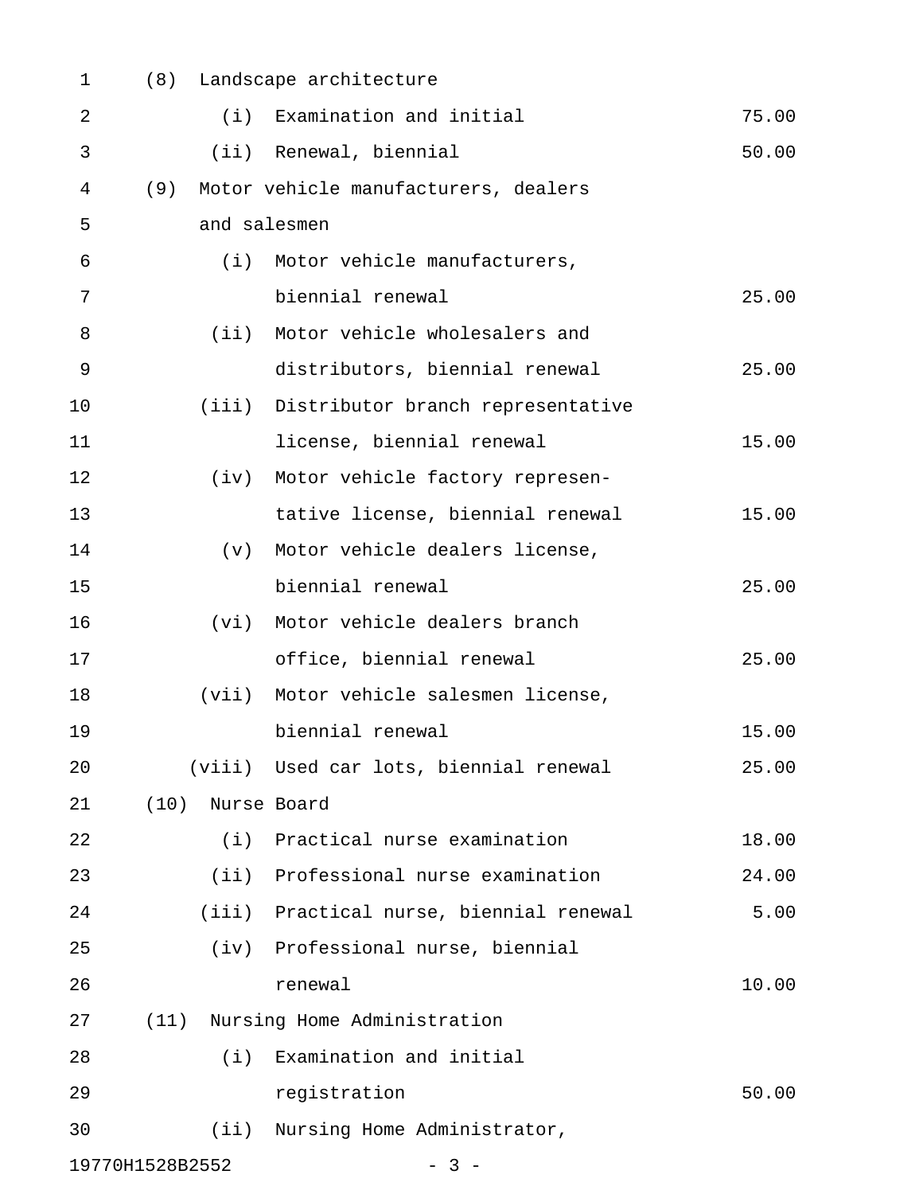(8) Landscape architecture

| | |
|---|---|
| (i) Examination and initial | 75.00 |
| (ii) Renewal, biennial | 50.00 |

(9) Motor vehicle manufacturers, dealers and salesmen

| | |
|---|---|
| (i) Motor vehicle manufacturers, biennial renewal | 25.00 |
| (ii) Motor vehicle wholesalers and distributors, biennial renewal | 25.00 |
| (iii) Distributor branch representative license, biennial renewal | 15.00 |
| (iv) Motor vehicle factory representative license, biennial renewal | 15.00 |
| (v) Motor vehicle dealers license, biennial renewal | 25.00 |
| (vi) Motor vehicle dealers branch office, biennial renewal | 25.00 |
| (vii) Motor vehicle salesmen license, biennial renewal | 15.00 |
| (viii) Used car lots, biennial renewal | 25.00 |

(10) Nurse Board

| | |
|---|---|
| (i) Practical nurse examination | 18.00 |
| (ii) Professional nurse examination | 24.00 |
| (iii) Practical nurse, biennial renewal | 5.00 |
| (iv) Professional nurse, biennial renewal | 10.00 |

(11) Nursing Home Administration

| | |
|---|---|
| (i) Examination and initial registration | 50.00 |

(ii) Nursing Home Administrator,

19770H1528B2552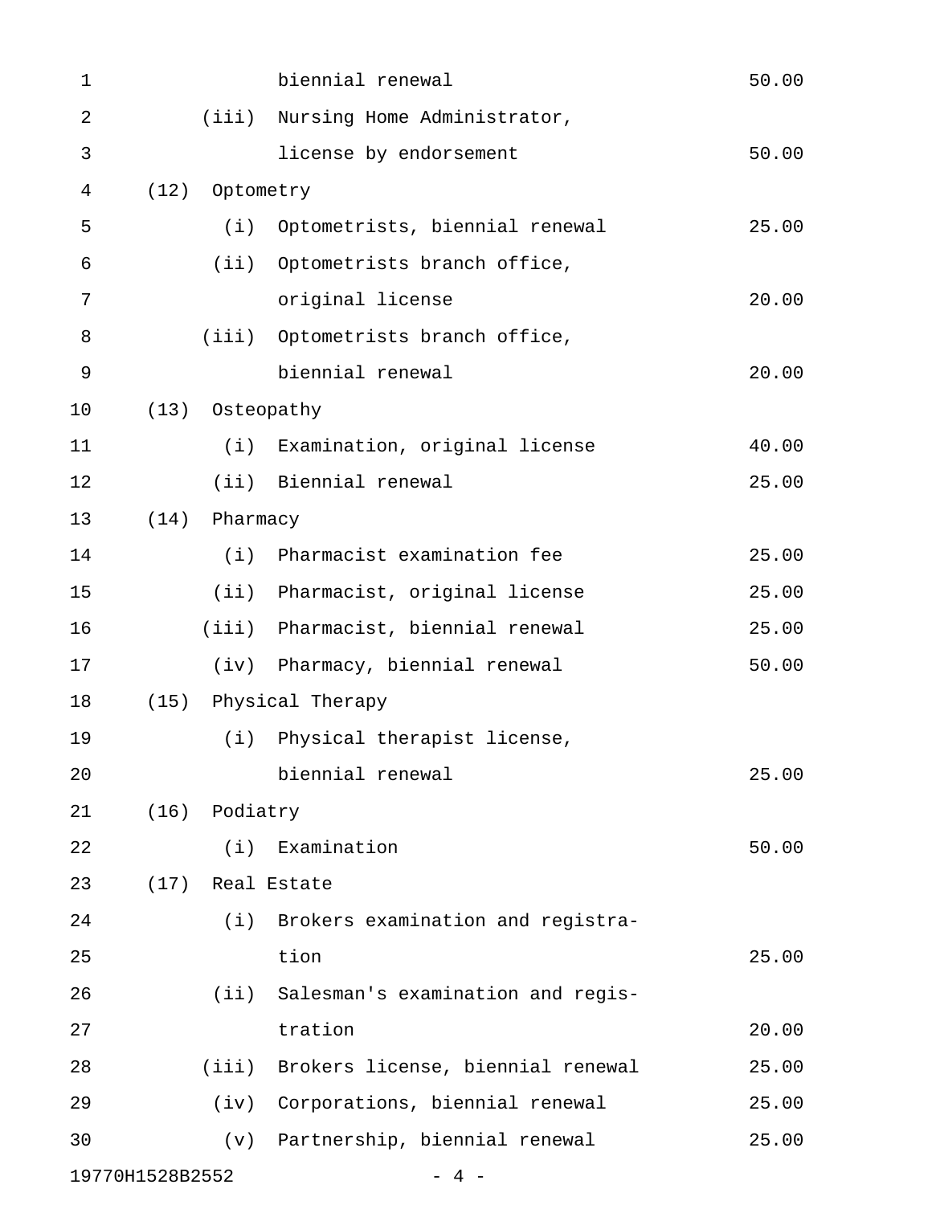biennial renewal 50.00

(iii) Nursing Home Administrator, license by endorsement 50.00

(12) Optometry

(i) Optometrists, biennial renewal 25.00

(ii) Optometrists branch office, original license 20.00

(iii) Optometrists branch office, biennial renewal 20.00

(13) Osteopathy

(i) Examination, original license 40.00

(ii) Biennial renewal 25.00

(14) Pharmacy

(i) Pharmacist examination fee 25.00

(ii) Pharmacist, original license 25.00

(iii) Pharmacist, biennial renewal 25.00

(iv) Pharmacy, biennial renewal 50.00

(15) Physical Therapy

(i) Physical therapist license, biennial renewal 25.00

(16) Podiatry

(i) Examination 50.00

(17) Real Estate

(i) Brokers examination and registration 25.00

(ii) Salesman's examination and registration 20.00

(iii) Brokers license, biennial renewal 25.00

(iv) Corporations, biennial renewal 25.00

(v) Partnership, biennial renewal 25.00

19770H1528B2552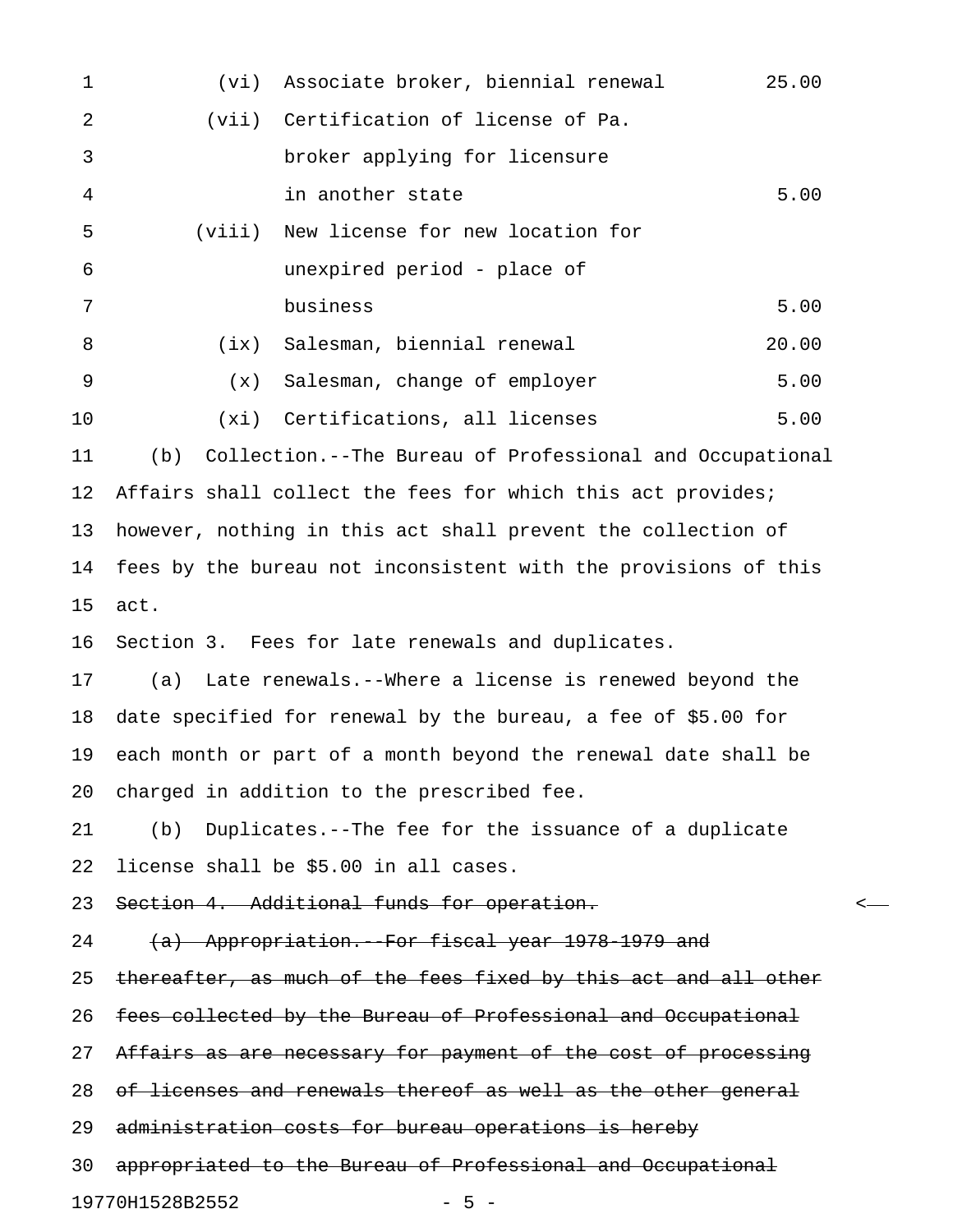| | | |
|---|---|---|
| (vi) | Associate broker, biennial renewal | 25.00 |
| (vii) | Certification of license of Pa. broker applying for licensure in another state | 5.00 |
| (viii) | New license for new location for unexpired period - place of business | 5.00 |
| (ix) | Salesman, biennial renewal | 20.00 |
| (x) | Salesman, change of employer | 5.00 |
| (xi) | Certifications, all licenses | 5.00 |

(b) Collection.--The Bureau of Professional and Occupational Affairs shall collect the fees for which this act provides; however, nothing in this act shall prevent the collection of fees by the bureau not inconsistent with the provisions of this act.

Section 3. Fees for late renewals and duplicates.

(a) Late renewals.--Where a license is renewed beyond the date specified for renewal by the bureau, a fee of $5.00 for each month or part of a month beyond the renewal date shall be charged in addition to the prescribed fee.

(b) Duplicates.--The fee for the issuance of a duplicate license shall be $5.00 in all cases.

~~Section 4. Additional funds for operation.~~

~~(a) Appropriation.--For fiscal year 1978-1979 and thereafter, as much of the fees fixed by this act and all other fees collected by the Bureau of Professional and Occupational Affairs as are necessary for payment of the cost of processing of licenses and renewals thereof as well as the other general administration costs for bureau operations is hereby appropriated to the Bureau of Professional and Occupational~~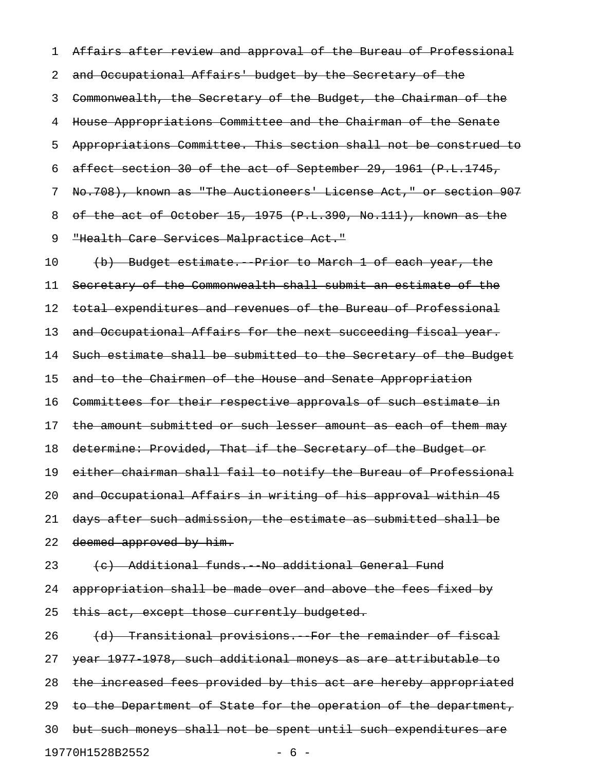~~Affairs after review and approval of the Bureau of Professional and Occupational Affairs' budget by the Secretary of the Commonwealth, the Secretary of the Budget, the Chairman of the House Appropriations Committee and the Chairman of the Senate Appropriations Committee. This section shall not be construed to affect section 30 of the act of September 29, 1961 (P.L.1745, No.708), known as "The Auctioneers' License Act," or section 907 of the act of October 15, 1975 (P.L.390, No.111), known as the "Health Care Services Malpractice Act."~~

~~(b) Budget estimate.--Prior to March 1 of each year, the Secretary of the Commonwealth shall submit an estimate of the total expenditures and revenues of the Bureau of Professional and Occupational Affairs for the next succeeding fiscal year. Such estimate shall be submitted to the Secretary of the Budget and to the Chairmen of the House and Senate Appropriation Committees for their respective approvals of such estimate in the amount submitted or such lesser amount as each of them may determine: Provided, That if the Secretary of the Budget or either chairman shall fail to notify the Bureau of Professional and Occupational Affairs in writing of his approval within 45 days after such admission, the estimate as submitted shall be deemed approved by him.~~

~~(c) Additional funds.--No additional General Fund appropriation shall be made over and above the fees fixed by this act, except those currently budgeted.~~

~~(d) Transitional provisions.--For the remainder of fiscal year 1977-1978, such additional moneys as are attributable to the increased fees provided by this act are hereby appropriated to the Department of State for the operation of the department, but such moneys shall not be spent until such expenditures are~~

19770H1528B2552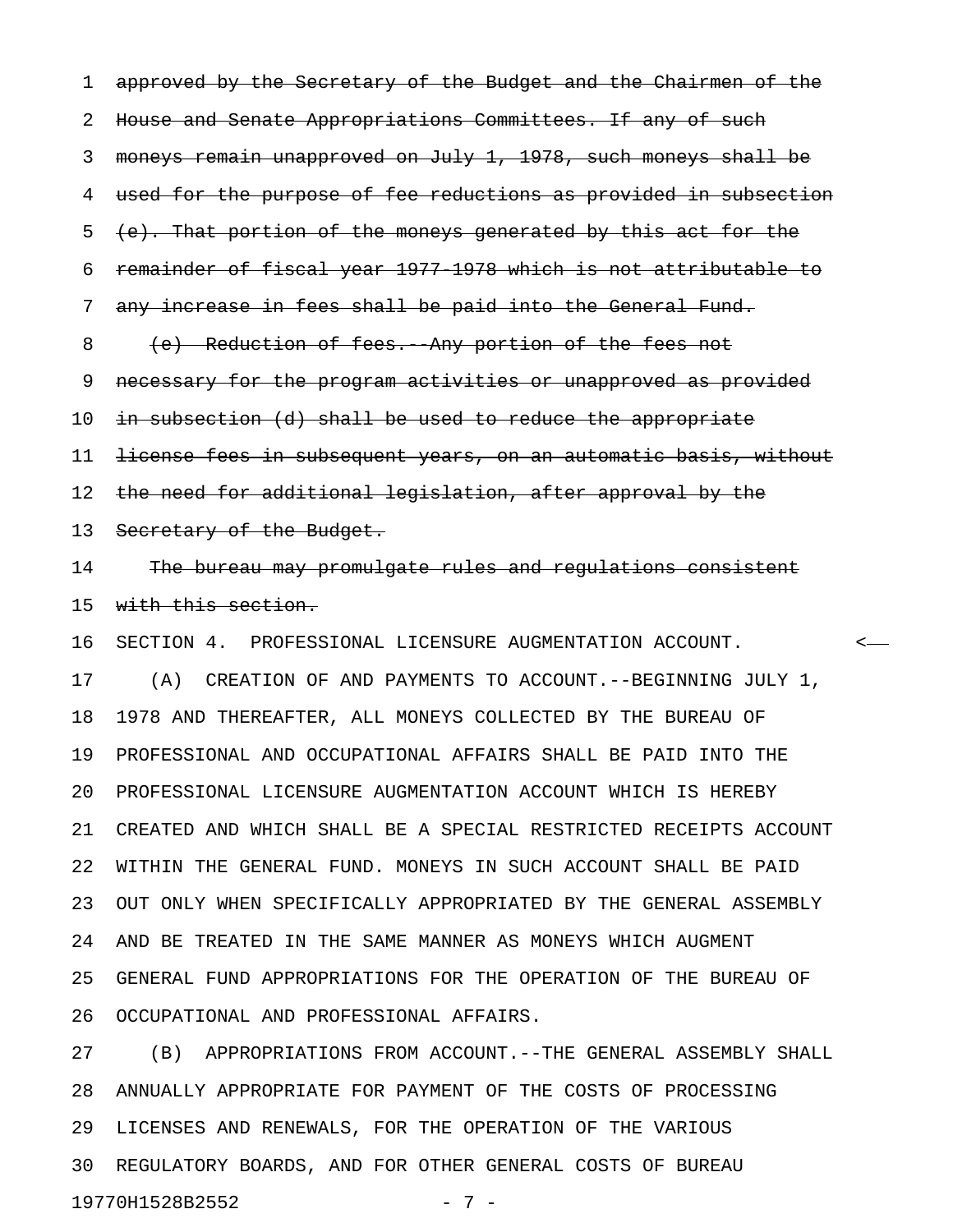~~approved by the Secretary of the Budget and the Chairmen of the House and Senate Appropriations Committees. If any of such moneys remain unapproved on July 1, 1978, such moneys shall be used for the purpose of fee reductions as provided in subsection (e). That portion of the moneys generated by this act for the remainder of fiscal year 1977-1978 which is not attributable to any increase in fees shall be paid into the General Fund.~~

~~(e) Reduction of fees.--Any portion of the fees not necessary for the program activities or unapproved as provided in subsection (d) shall be used to reduce the appropriate license fees in subsequent years, on an automatic basis, without the need for additional legislation, after approval by the Secretary of the Budget.~~

~~The bureau may promulgate rules and regulations consistent with this section.~~

SECTION 4. PROFESSIONAL LICENSURE AUGMENTATION ACCOUNT.

(A) CREATION OF AND PAYMENTS TO ACCOUNT.--BEGINNING JULY 1, 1978 AND THEREAFTER, ALL MONEYS COLLECTED BY THE BUREAU OF PROFESSIONAL AND OCCUPATIONAL AFFAIRS SHALL BE PAID INTO THE PROFESSIONAL LICENSURE AUGMENTATION ACCOUNT WHICH IS HEREBY CREATED AND WHICH SHALL BE A SPECIAL RESTRICTED RECEIPTS ACCOUNT WITHIN THE GENERAL FUND. MONEYS IN SUCH ACCOUNT SHALL BE PAID OUT ONLY WHEN SPECIFICALLY APPROPRIATED BY THE GENERAL ASSEMBLY AND BE TREATED IN THE SAME MANNER AS MONEYS WHICH AUGMENT GENERAL FUND APPROPRIATIONS FOR THE OPERATION OF THE BUREAU OF OCCUPATIONAL AND PROFESSIONAL AFFAIRS.

(B) APPROPRIATIONS FROM ACCOUNT.--THE GENERAL ASSEMBLY SHALL ANNUALLY APPROPRIATE FOR PAYMENT OF THE COSTS OF PROCESSING LICENSES AND RENEWALS, FOR THE OPERATION OF THE VARIOUS REGULATORY BOARDS, AND FOR OTHER GENERAL COSTS OF BUREAU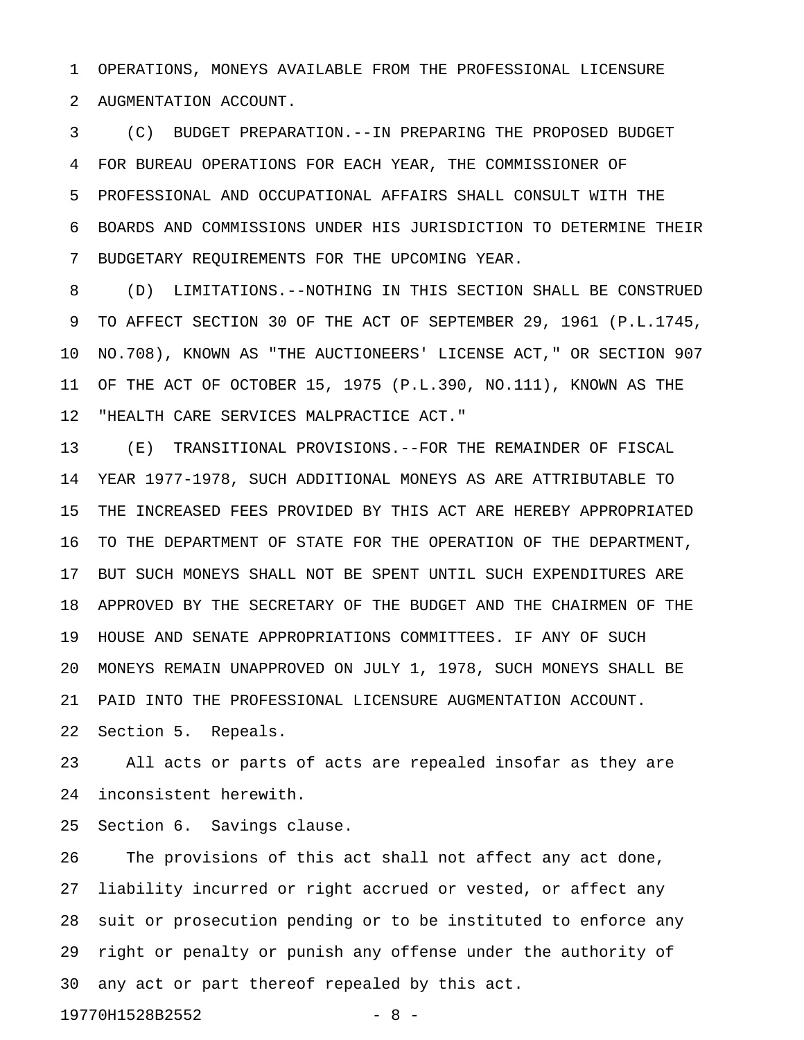OPERATIONS, MONEYS AVAILABLE FROM THE PROFESSIONAL LICENSURE AUGMENTATION ACCOUNT.

(C) BUDGET PREPARATION.--IN PREPARING THE PROPOSED BUDGET FOR BUREAU OPERATIONS FOR EACH YEAR, THE COMMISSIONER OF PROFESSIONAL AND OCCUPATIONAL AFFAIRS SHALL CONSULT WITH THE BOARDS AND COMMISSIONS UNDER HIS JURISDICTION TO DETERMINE THEIR BUDGETARY REQUIREMENTS FOR THE UPCOMING YEAR.

(D) LIMITATIONS.--NOTHING IN THIS SECTION SHALL BE CONSTRUED TO AFFECT SECTION 30 OF THE ACT OF SEPTEMBER 29, 1961 (P.L.1745, NO.708), KNOWN AS "THE AUCTIONEERS' LICENSE ACT," OR SECTION 907 OF THE ACT OF OCTOBER 15, 1975 (P.L.390, NO.111), KNOWN AS THE "HEALTH CARE SERVICES MALPRACTICE ACT."

(E) TRANSITIONAL PROVISIONS.--FOR THE REMAINDER OF FISCAL YEAR 1977-1978, SUCH ADDITIONAL MONEYS AS ARE ATTRIBUTABLE TO THE INCREASED FEES PROVIDED BY THIS ACT ARE HEREBY APPROPRIATED TO THE DEPARTMENT OF STATE FOR THE OPERATION OF THE DEPARTMENT, BUT SUCH MONEYS SHALL NOT BE SPENT UNTIL SUCH EXPENDITURES ARE APPROVED BY THE SECRETARY OF THE BUDGET AND THE CHAIRMEN OF THE HOUSE AND SENATE APPROPRIATIONS COMMITTEES. IF ANY OF SUCH MONEYS REMAIN UNAPPROVED ON JULY 1, 1978, SUCH MONEYS SHALL BE PAID INTO THE PROFESSIONAL LICENSURE AUGMENTATION ACCOUNT.

Section 5. Repeals.

All acts or parts of acts are repealed insofar as they are inconsistent herewith.

Section 6. Savings clause.

The provisions of this act shall not affect any act done, liability incurred or right accrued or vested, or affect any suit or prosecution pending or to be instituted to enforce any right or penalty or punish any offense under the authority of any act or part thereof repealed by this act.

19770H1528B2552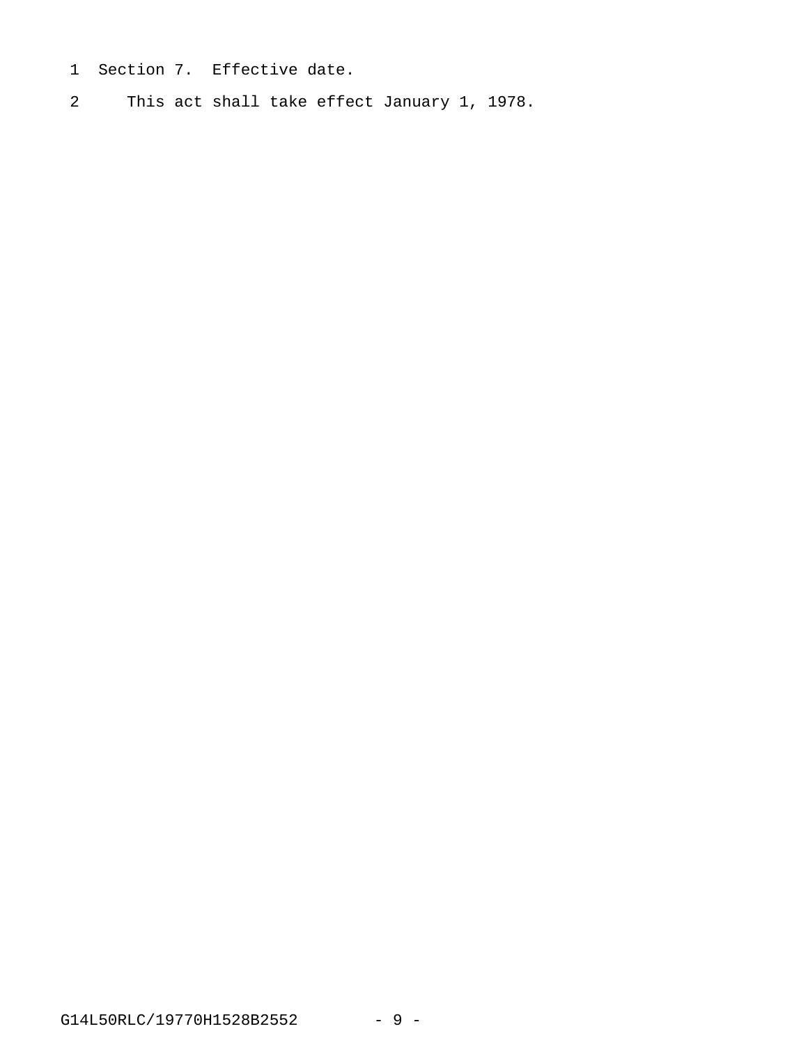Section 7. Effective date.

This act shall take effect January 1, 1978.